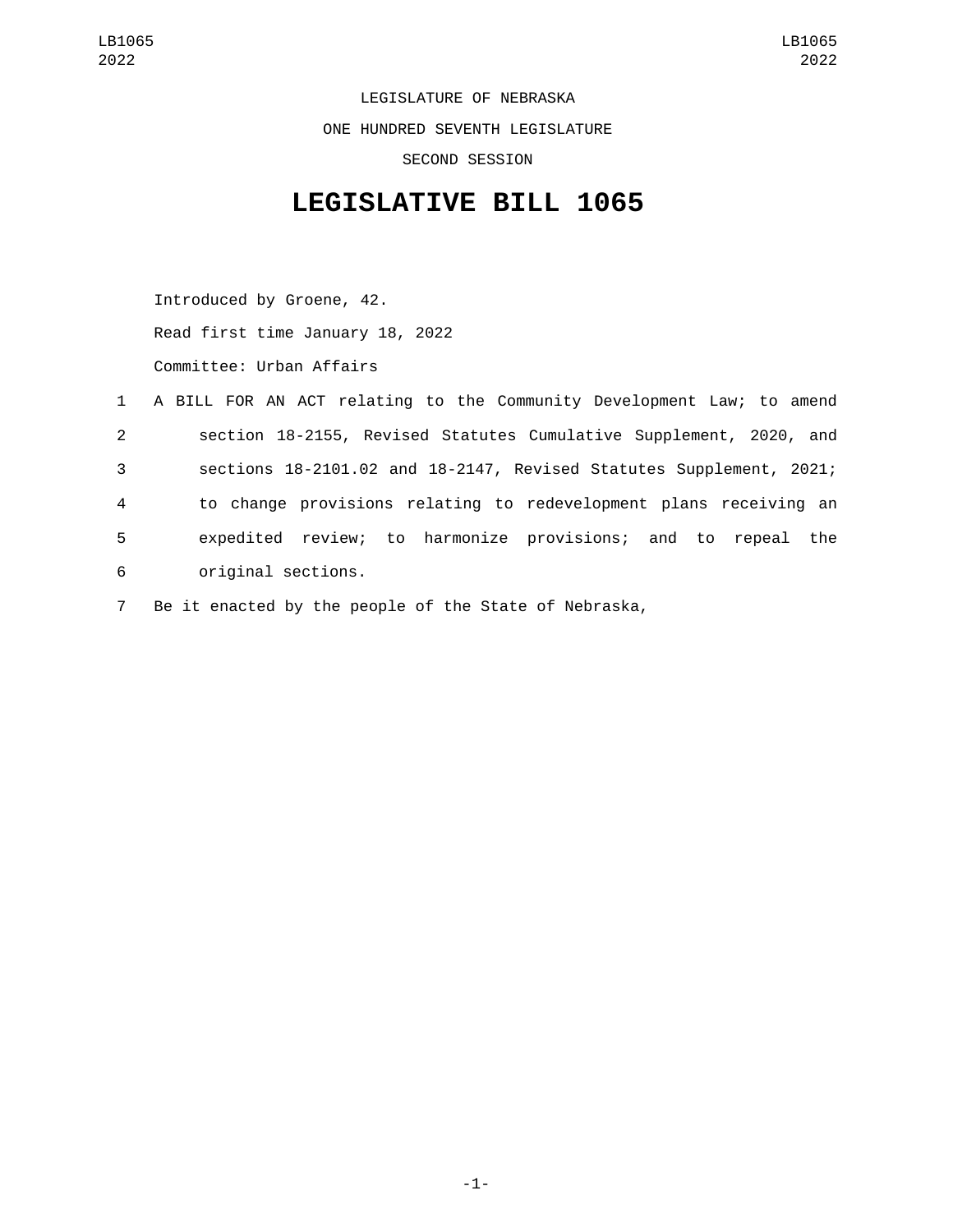LEGISLATURE OF NEBRASKA

ONE HUNDRED SEVENTH LEGISLATURE

SECOND SESSION

# LEGISLATIVE BILL 1065

Introduced by Groene, 42.

Read first time January 18, 2022

Committee: Urban Affairs

A BILL FOR AN ACT relating to the Community Development Law; to amend section 18-2155, Revised Statutes Cumulative Supplement, 2020, and sections 18-2101.02 and 18-2147, Revised Statutes Supplement, 2021; to change provisions relating to redevelopment plans receiving an expedited review; to harmonize provisions; and to repeal the original sections.

Be it enacted by the people of the State of Nebraska,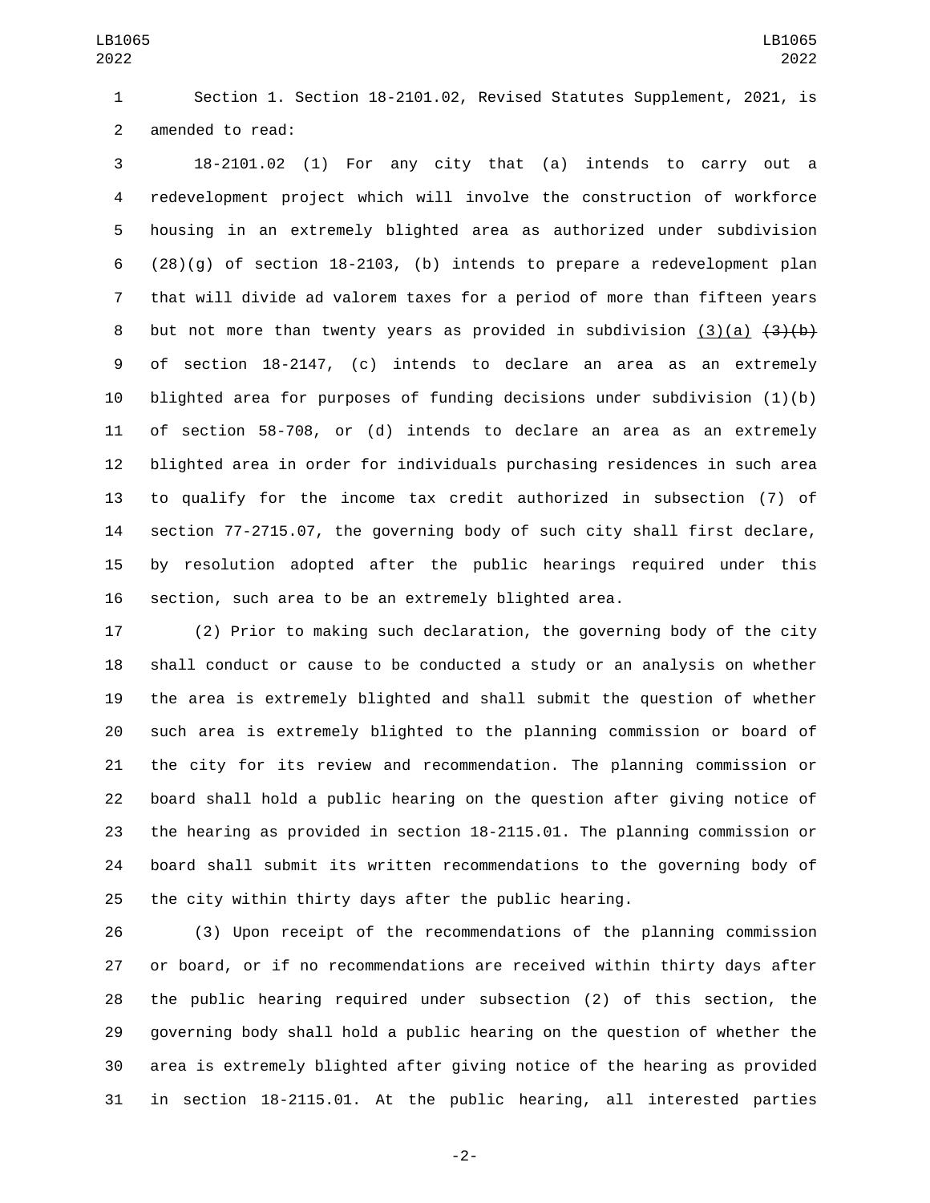Section 1. Section 18-2101.02, Revised Statutes Supplement, 2021, is amended to read:

18-2101.02 (1) For any city that (a) intends to carry out a redevelopment project which will involve the construction of workforce housing in an extremely blighted area as authorized under subdivision (28)(g) of section 18-2103, (b) intends to prepare a redevelopment plan that will divide ad valorem taxes for a period of more than fifteen years but not more than twenty years as provided in subdivision (3)(a) ~~(3)(b)~~ of section 18-2147, (c) intends to declare an area as an extremely blighted area for purposes of funding decisions under subdivision (1)(b) of section 58-708, or (d) intends to declare an area as an extremely blighted area in order for individuals purchasing residences in such area to qualify for the income tax credit authorized in subsection (7) of section 77-2715.07, the governing body of such city shall first declare, by resolution adopted after the public hearings required under this section, such area to be an extremely blighted area.

(2) Prior to making such declaration, the governing body of the city shall conduct or cause to be conducted a study or an analysis on whether the area is extremely blighted and shall submit the question of whether such area is extremely blighted to the planning commission or board of the city for its review and recommendation. The planning commission or board shall hold a public hearing on the question after giving notice of the hearing as provided in section 18-2115.01. The planning commission or board shall submit its written recommendations to the governing body of the city within thirty days after the public hearing.

(3) Upon receipt of the recommendations of the planning commission or board, or if no recommendations are received within thirty days after the public hearing required under subsection (2) of this section, the governing body shall hold a public hearing on the question of whether the area is extremely blighted after giving notice of the hearing as provided in section 18-2115.01. At the public hearing, all interested parties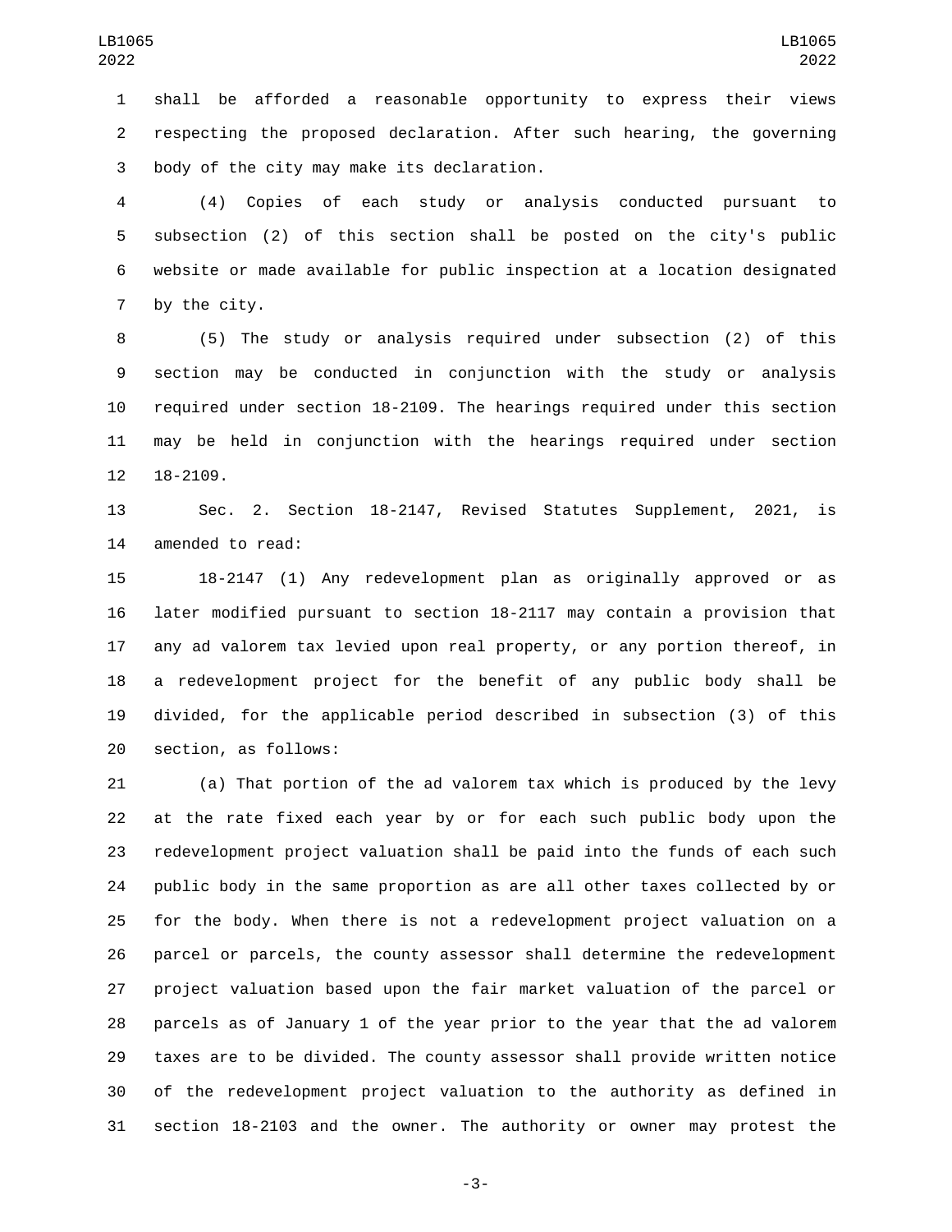shall be afforded a reasonable opportunity to express their views respecting the proposed declaration. After such hearing, the governing body of the city may make its declaration.

(4) Copies of each study or analysis conducted pursuant to subsection (2) of this section shall be posted on the city's public website or made available for public inspection at a location designated by the city.

(5) The study or analysis required under subsection (2) of this section may be conducted in conjunction with the study or analysis required under section 18-2109. The hearings required under this section may be held in conjunction with the hearings required under section 18-2109.

Sec. 2. Section 18-2147, Revised Statutes Supplement, 2021, is amended to read:

18-2147 (1) Any redevelopment plan as originally approved or as later modified pursuant to section 18-2117 may contain a provision that any ad valorem tax levied upon real property, or any portion thereof, in a redevelopment project for the benefit of any public body shall be divided, for the applicable period described in subsection (3) of this section, as follows:

(a) That portion of the ad valorem tax which is produced by the levy at the rate fixed each year by or for each such public body upon the redevelopment project valuation shall be paid into the funds of each such public body in the same proportion as are all other taxes collected by or for the body. When there is not a redevelopment project valuation on a parcel or parcels, the county assessor shall determine the redevelopment project valuation based upon the fair market valuation of the parcel or parcels as of January 1 of the year prior to the year that the ad valorem taxes are to be divided. The county assessor shall provide written notice of the redevelopment project valuation to the authority as defined in section 18-2103 and the owner. The authority or owner may protest the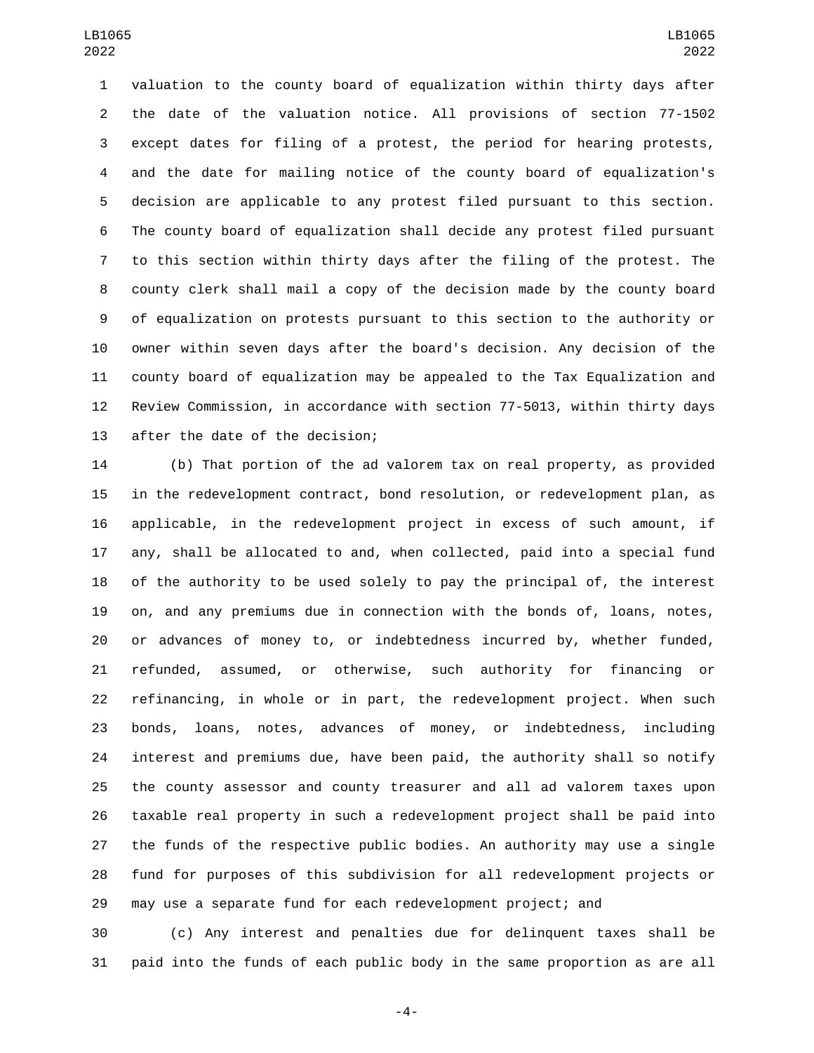valuation to the county board of equalization within thirty days after the date of the valuation notice. All provisions of section 77-1502 except dates for filing of a protest, the period for hearing protests, and the date for mailing notice of the county board of equalization's decision are applicable to any protest filed pursuant to this section. The county board of equalization shall decide any protest filed pursuant to this section within thirty days after the filing of the protest. The county clerk shall mail a copy of the decision made by the county board of equalization on protests pursuant to this section to the authority or owner within seven days after the board's decision. Any decision of the county board of equalization may be appealed to the Tax Equalization and Review Commission, in accordance with section 77-5013, within thirty days after the date of the decision;

(b) That portion of the ad valorem tax on real property, as provided in the redevelopment contract, bond resolution, or redevelopment plan, as applicable, in the redevelopment project in excess of such amount, if any, shall be allocated to and, when collected, paid into a special fund of the authority to be used solely to pay the principal of, the interest on, and any premiums due in connection with the bonds of, loans, notes, or advances of money to, or indebtedness incurred by, whether funded, refunded, assumed, or otherwise, such authority for financing or refinancing, in whole or in part, the redevelopment project. When such bonds, loans, notes, advances of money, or indebtedness, including interest and premiums due, have been paid, the authority shall so notify the county assessor and county treasurer and all ad valorem taxes upon taxable real property in such a redevelopment project shall be paid into the funds of the respective public bodies. An authority may use a single fund for purposes of this subdivision for all redevelopment projects or may use a separate fund for each redevelopment project; and

(c) Any interest and penalties due for delinquent taxes shall be paid into the funds of each public body in the same proportion as are all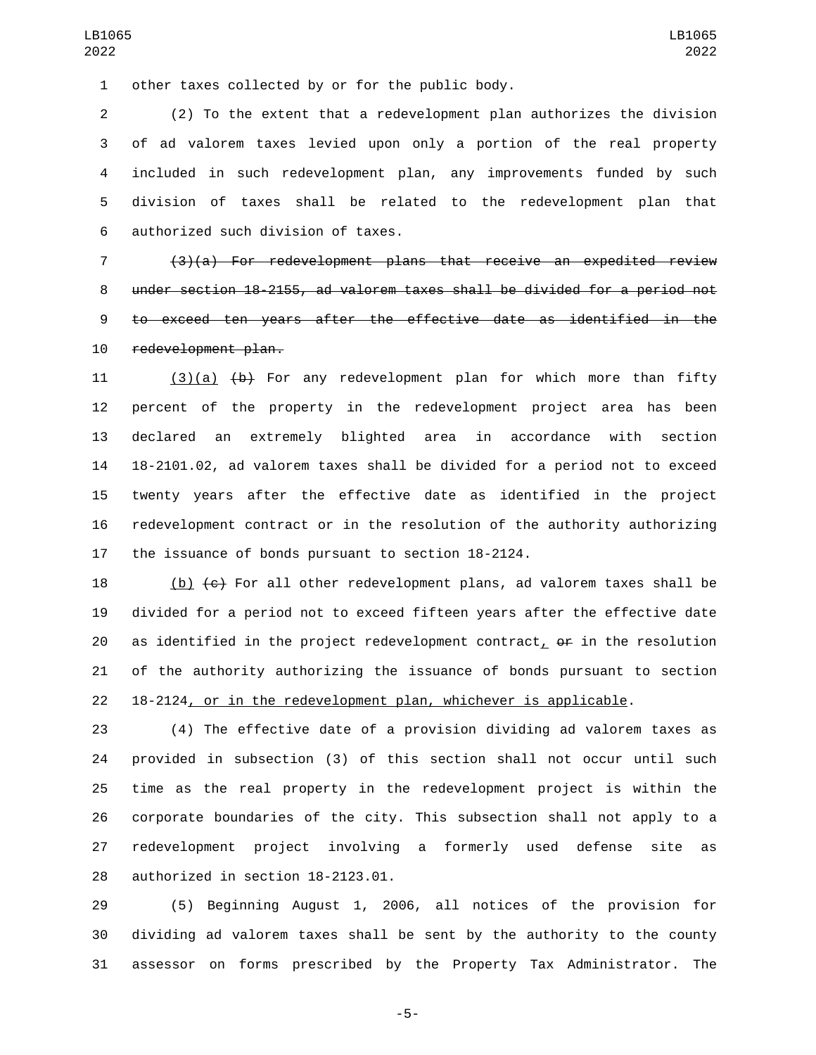other taxes collected by or for the public body.

(2) To the extent that a redevelopment plan authorizes the division of ad valorem taxes levied upon only a portion of the real property included in such redevelopment plan, any improvements funded by such division of taxes shall be related to the redevelopment plan that authorized such division of taxes.

~~(3)(a) For redevelopment plans that receive an expedited review under section 18-2155, ad valorem taxes shall be divided for a period not to exceed ten years after the effective date as identified in the redevelopment plan.~~

<u>(3)(a)</u> ~~(b)~~ For any redevelopment plan for which more than fifty percent of the property in the redevelopment project area has been declared an extremely blighted area in accordance with section 18-2101.02, ad valorem taxes shall be divided for a period not to exceed twenty years after the effective date as identified in the project redevelopment contract or in the resolution of the authority authorizing the issuance of bonds pursuant to section 18-2124.

<u>(b)</u> ~~(c)~~ For all other redevelopment plans, ad valorem taxes shall be divided for a period not to exceed fifteen years after the effective date as identified in the project redevelopment contract<u>,</u> ~~or~~ in the resolution of the authority authorizing the issuance of bonds pursuant to section 18-2124<u>, or in the redevelopment plan, whichever is applicable</u>.

(4) The effective date of a provision dividing ad valorem taxes as provided in subsection (3) of this section shall not occur until such time as the real property in the redevelopment project is within the corporate boundaries of the city. This subsection shall not apply to a redevelopment project involving a formerly used defense site as authorized in section 18-2123.01.

(5) Beginning August 1, 2006, all notices of the provision for dividing ad valorem taxes shall be sent by the authority to the county assessor on forms prescribed by the Property Tax Administrator. The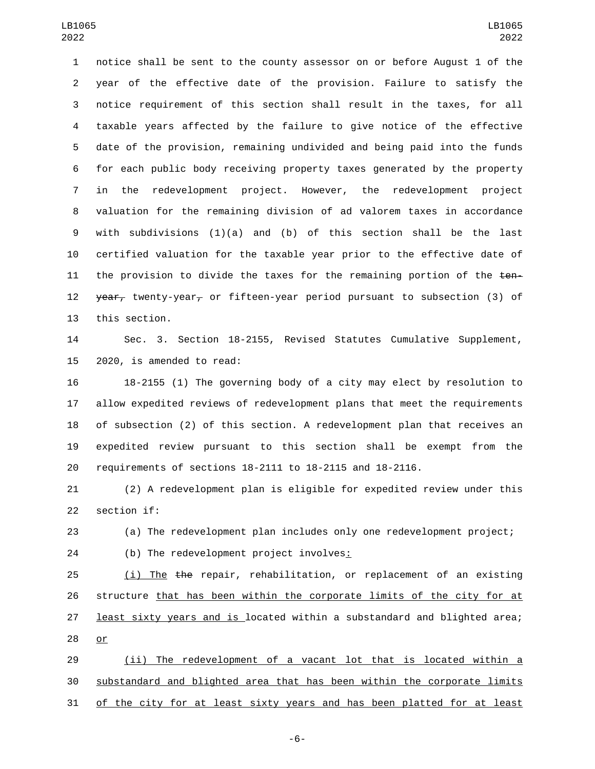notice shall be sent to the county assessor on or before August 1 of the year of the effective date of the provision. Failure to satisfy the notice requirement of this section shall result in the taxes, for all taxable years affected by the failure to give notice of the effective date of the provision, remaining undivided and being paid into the funds for each public body receiving property taxes generated by the property in the redevelopment project. However, the redevelopment project valuation for the remaining division of ad valorem taxes in accordance with subdivisions (1)(a) and (b) of this section shall be the last certified valuation for the taxable year prior to the effective date of the provision to divide the taxes for the remaining portion of the ~~ten-year,~~ twenty-year~~,~~ or fifteen-year period pursuant to subsection (3) of this section.

Sec. 3. Section 18-2155, Revised Statutes Cumulative Supplement, 2020, is amended to read:

18-2155 (1) The governing body of a city may elect by resolution to allow expedited reviews of redevelopment plans that meet the requirements of subsection (2) of this section. A redevelopment plan that receives an expedited review pursuant to this section shall be exempt from the requirements of sections 18-2111 to 18-2115 and 18-2116.

(2) A redevelopment plan is eligible for expedited review under this section if:

(a) The redevelopment plan includes only one redevelopment project;

(b) The redevelopment project involves<u>:</u>

<u>(i) The</u> ~~the~~ repair, rehabilitation, or replacement of an existing structure <u>that has been within the corporate limits of the city for at least sixty years and is</u> located within a substandard and blighted area; <u>or</u>

<u>(ii) The redevelopment of a vacant lot that is located within a substandard and blighted area that has been within the corporate limits of the city for at least sixty years and has been platted for at least</u>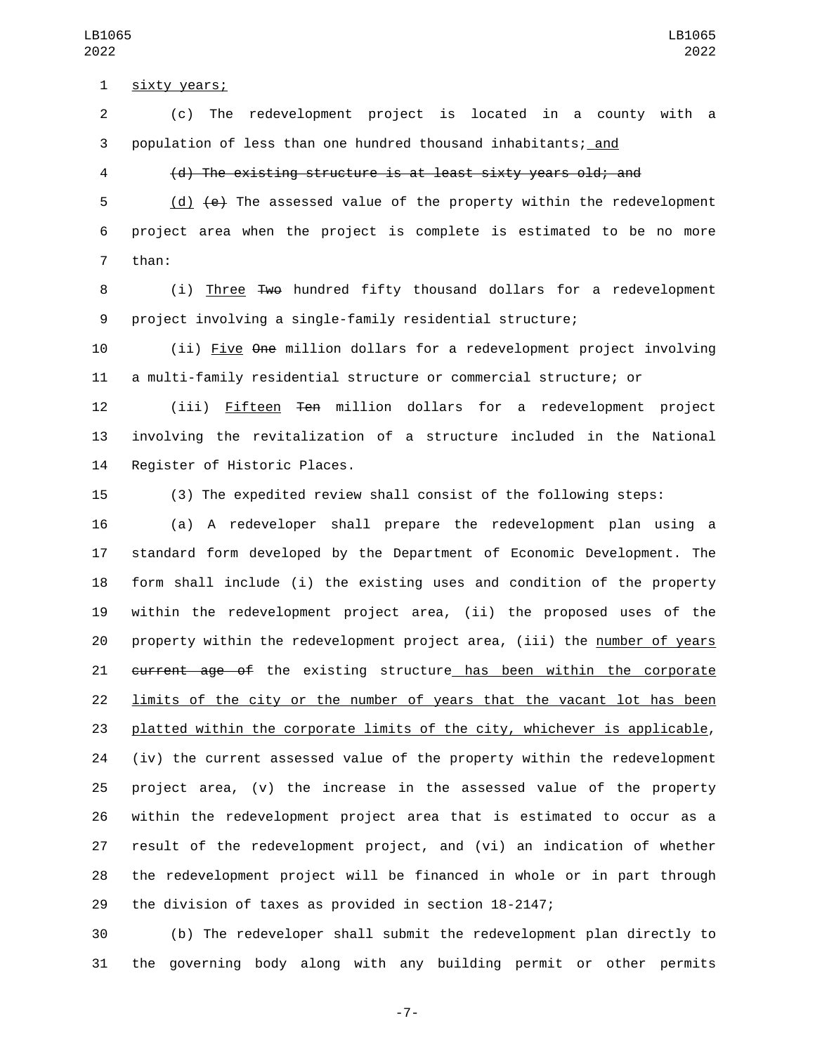sixty years;

(c) The redevelopment project is located in a county with a population of less than one hundred thousand inhabitants; and

~~(d) The existing structure is at least sixty years old; and~~

(d) ~~(e)~~ The assessed value of the property within the redevelopment project area when the project is complete is estimated to be no more than:

(i) Three ~~Two~~ hundred fifty thousand dollars for a redevelopment project involving a single-family residential structure;

(ii) Five ~~One~~ million dollars for a redevelopment project involving a multi-family residential structure or commercial structure; or

(iii) Fifteen ~~Ten~~ million dollars for a redevelopment project involving the revitalization of a structure included in the National Register of Historic Places.

(3) The expedited review shall consist of the following steps:

(a) A redeveloper shall prepare the redevelopment plan using a standard form developed by the Department of Economic Development. The form shall include (i) the existing uses and condition of the property within the redevelopment project area, (ii) the proposed uses of the property within the redevelopment project area, (iii) the number of years ~~current age of~~ the existing structure has been within the corporate limits of the city or the number of years that the vacant lot has been platted within the corporate limits of the city, whichever is applicable, (iv) the current assessed value of the property within the redevelopment project area, (v) the increase in the assessed value of the property within the redevelopment project area that is estimated to occur as a result of the redevelopment project, and (vi) an indication of whether the redevelopment project will be financed in whole or in part through the division of taxes as provided in section 18-2147;

(b) The redeveloper shall submit the redevelopment plan directly to the governing body along with any building permit or other permits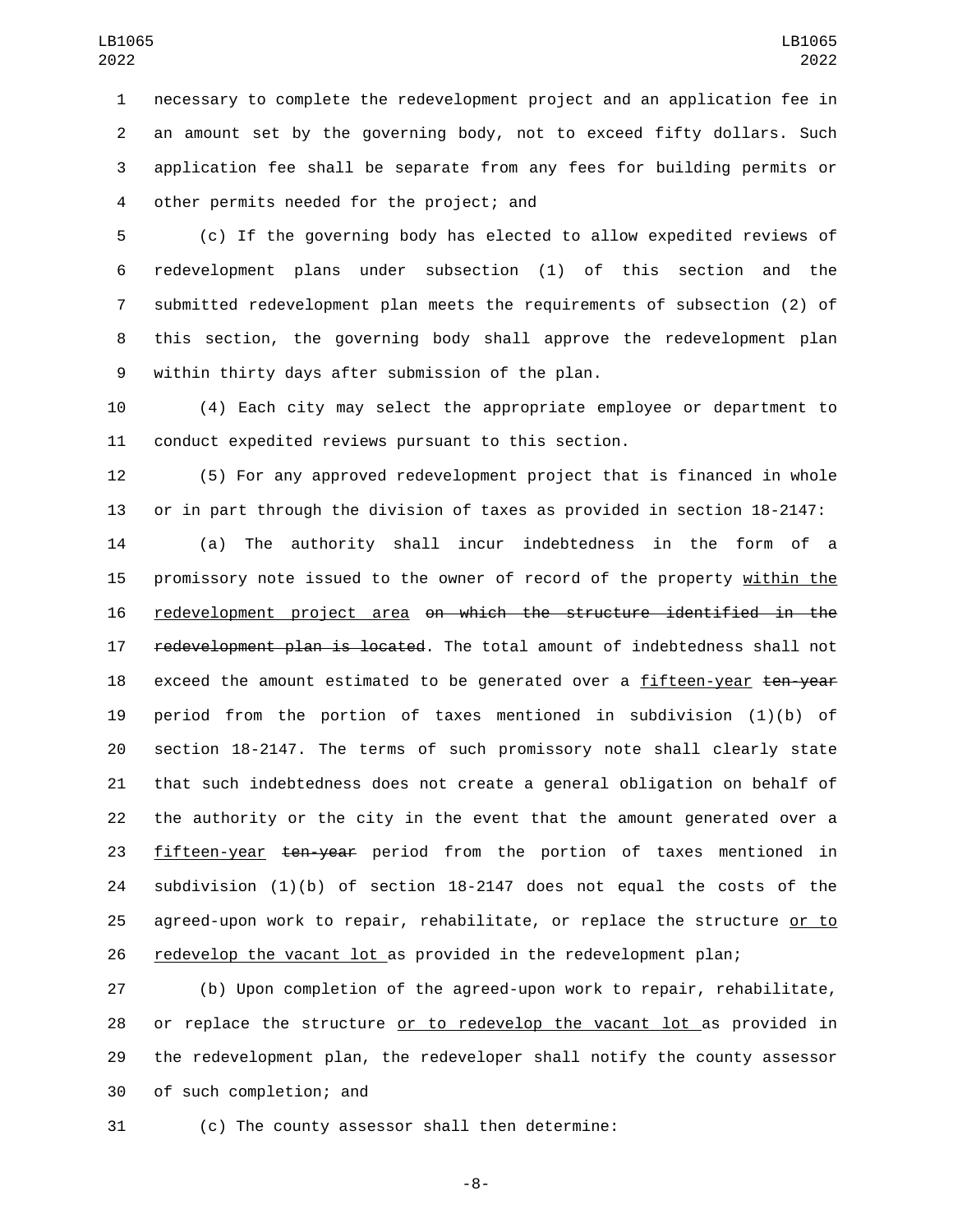necessary to complete the redevelopment project and an application fee in an amount set by the governing body, not to exceed fifty dollars. Such application fee shall be separate from any fees for building permits or other permits needed for the project; and

(c) If the governing body has elected to allow expedited reviews of redevelopment plans under subsection (1) of this section and the submitted redevelopment plan meets the requirements of subsection (2) of this section, the governing body shall approve the redevelopment plan within thirty days after submission of the plan.

(4) Each city may select the appropriate employee or department to conduct expedited reviews pursuant to this section.

(5) For any approved redevelopment project that is financed in whole or in part through the division of taxes as provided in section 18-2147:

(a) The authority shall incur indebtedness in the form of a promissory note issued to the owner of record of the property <u>within the redevelopment project area</u> ~~on which the structure identified in the redevelopment plan is located~~. The total amount of indebtedness shall not exceed the amount estimated to be generated over a <u>fifteen-year</u> ~~ten-year~~ period from the portion of taxes mentioned in subdivision (1)(b) of section 18-2147. The terms of such promissory note shall clearly state that such indebtedness does not create a general obligation on behalf of the authority or the city in the event that the amount generated over a <u>fifteen-year</u> ~~ten-year~~ period from the portion of taxes mentioned in subdivision (1)(b) of section 18-2147 does not equal the costs of the agreed-upon work to repair, rehabilitate, or replace the structure <u>or to redevelop the vacant lot</u> as provided in the redevelopment plan;

(b) Upon completion of the agreed-upon work to repair, rehabilitate, or replace the structure <u>or to redevelop the vacant lot</u> as provided in the redevelopment plan, the redeveloper shall notify the county assessor of such completion; and

(c) The county assessor shall then determine: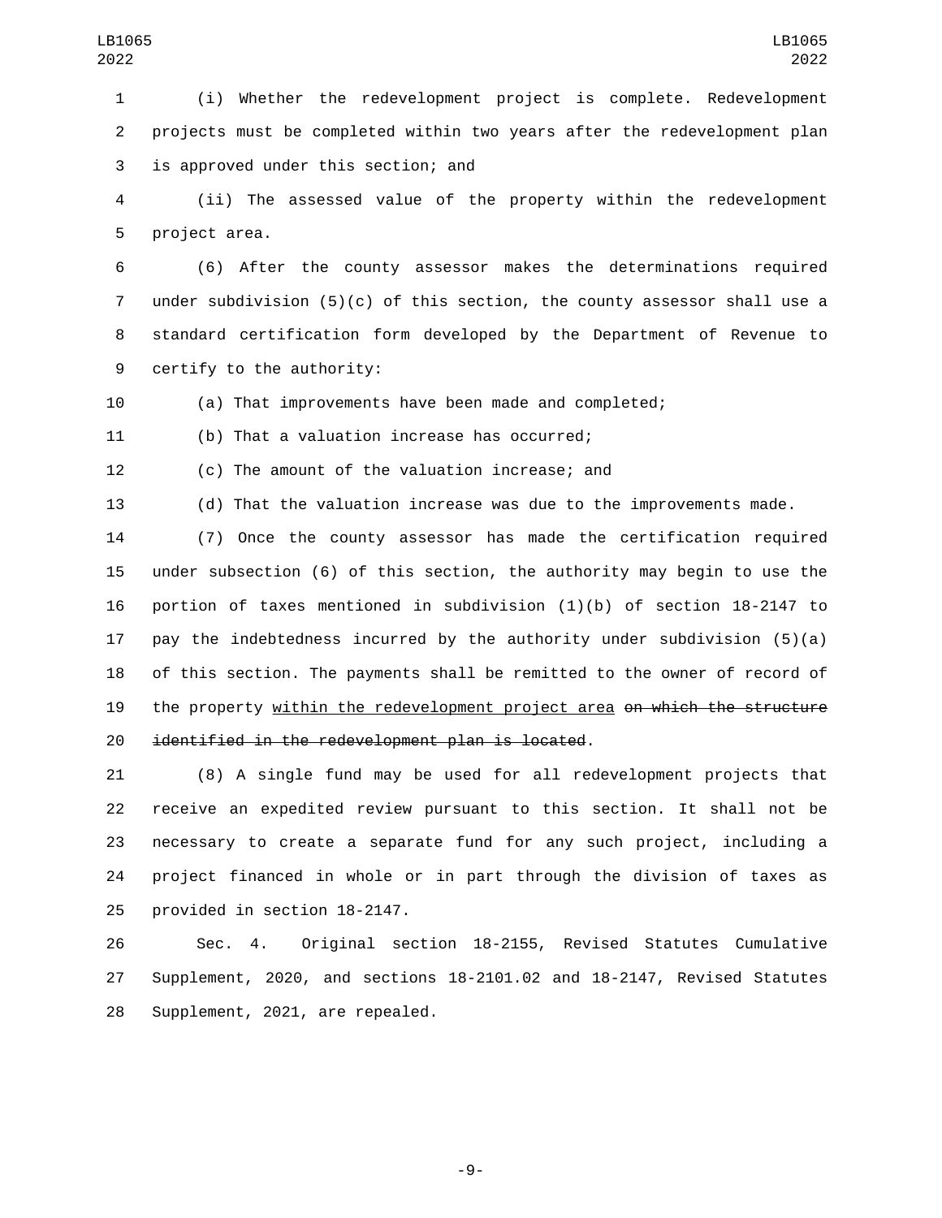(i) Whether the redevelopment project is complete. Redevelopment projects must be completed within two years after the redevelopment plan is approved under this section; and

(ii) The assessed value of the property within the redevelopment project area.

(6) After the county assessor makes the determinations required under subdivision (5)(c) of this section, the county assessor shall use a standard certification form developed by the Department of Revenue to certify to the authority:

(a) That improvements have been made and completed;

(b) That a valuation increase has occurred;

(c) The amount of the valuation increase; and

(d) That the valuation increase was due to the improvements made.

(7) Once the county assessor has made the certification required under subsection (6) of this section, the authority may begin to use the portion of taxes mentioned in subdivision (1)(b) of section 18-2147 to pay the indebtedness incurred by the authority under subdivision (5)(a) of this section. The payments shall be remitted to the owner of record of the property <u>within the redevelopment project area</u> ~~on which the structure identified in the redevelopment plan is located~~.

(8) A single fund may be used for all redevelopment projects that receive an expedited review pursuant to this section. It shall not be necessary to create a separate fund for any such project, including a project financed in whole or in part through the division of taxes as provided in section 18-2147.

Sec. 4. Original section 18-2155, Revised Statutes Cumulative Supplement, 2020, and sections 18-2101.02 and 18-2147, Revised Statutes Supplement, 2021, are repealed.